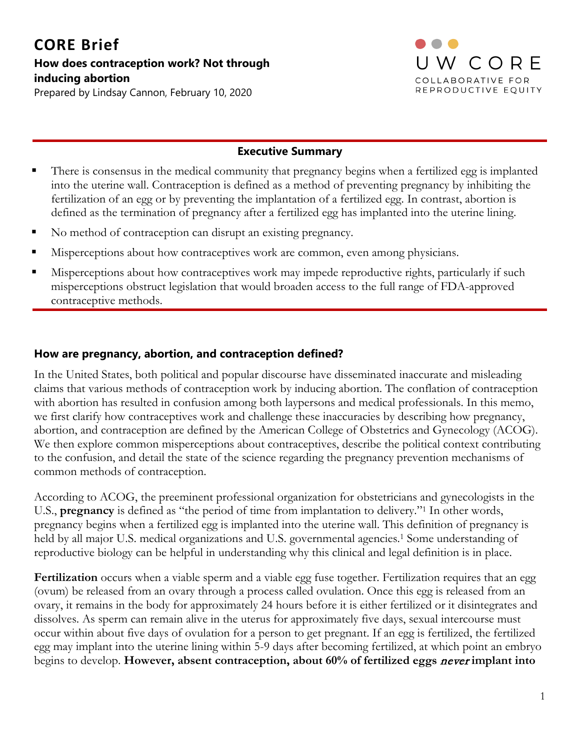# CORE Brief

**How does contraception work? Not through inducing abortion**

Prepared by Lindsay Cannon, February 10, 2020

UW CORE
COLLABORATIVE FOR REPRODUCTIVE EQUITY

---

**Executive Summary**

- There is consensus in the medical community that pregnancy begins when a fertilized egg is implanted into the uterine wall. Contraception is defined as a method of preventing pregnancy by inhibiting the fertilization of an egg or by preventing the implantation of a fertilized egg. In contrast, abortion is defined as the termination of pregnancy after a fertilized egg has implanted into the uterine lining.
- No method of contraception can disrupt an existing pregnancy.
- Misperceptions about how contraceptives work are common, even among physicians.
- Misperceptions about how contraceptives work may impede reproductive rights, particularly if such misperceptions obstruct legislation that would broaden access to the full range of FDA-approved contraceptive methods.

---

## How are pregnancy, abortion, and contraception defined?

In the United States, both political and popular discourse have disseminated inaccurate and misleading claims that various methods of contraception work by inducing abortion. The conflation of contraception with abortion has resulted in confusion among both laypersons and medical professionals. In this memo, we first clarify how contraceptives work and challenge these inaccuracies by describing how pregnancy, abortion, and contraception are defined by the American College of Obstetrics and Gynecology (ACOG). We then explore common misperceptions about contraceptives, describe the political context contributing to the confusion, and detail the state of the science regarding the pregnancy prevention mechanisms of common methods of contraception.

According to ACOG, the preeminent professional organization for obstetricians and gynecologists in the U.S., **pregnancy** is defined as "the period of time from implantation to delivery."[1] In other words, pregnancy begins when a fertilized egg is implanted into the uterine wall. This definition of pregnancy is held by all major U.S. medical organizations and U.S. governmental agencies.[1] Some understanding of reproductive biology can be helpful in understanding why this clinical and legal definition is in place.

**Fertilization** occurs when a viable sperm and a viable egg fuse together. Fertilization requires that an egg (ovum) be released from an ovary through a process called ovulation. Once this egg is released from an ovary, it remains in the body for approximately 24 hours before it is either fertilized or it disintegrates and dissolves. As sperm can remain alive in the uterus for approximately five days, sexual intercourse must occur within about five days of ovulation for a person to get pregnant. If an egg is fertilized, the fertilized egg may implant into the uterine lining within 5-9 days after becoming fertilized, at which point an embryo begins to develop. **However, absent contraception, about 60% of fertilized eggs *never* implant into**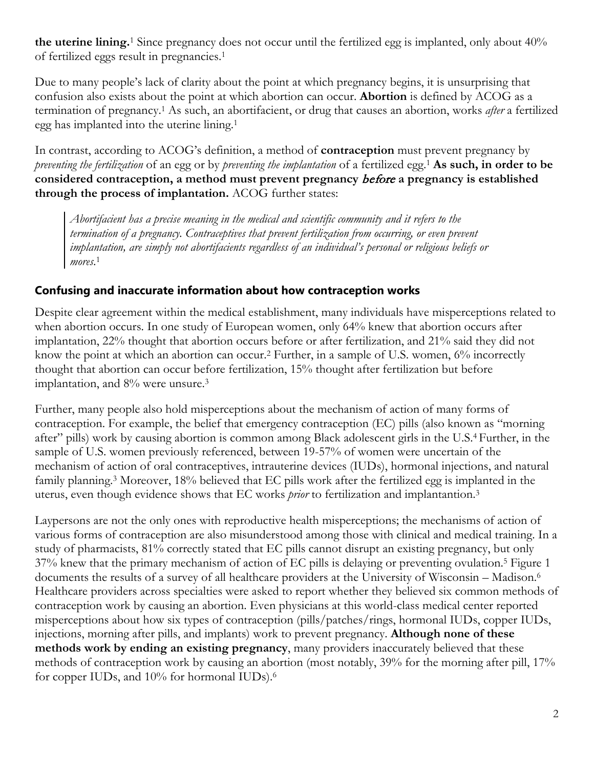**the uterine lining.**[1] Since pregnancy does not occur until the fertilized egg is implanted, only about 40% of fertilized eggs result in pregnancies.[1]

Due to many people's lack of clarity about the point at which pregnancy begins, it is unsurprising that confusion also exists about the point at which abortion can occur. **Abortion** is defined by ACOG as a termination of pregnancy.[1] As such, an abortifacient, or drug that causes an abortion, works *after* a fertilized egg has implanted into the uterine lining.[1]

In contrast, according to ACOG's definition, a method of **contraception** must prevent pregnancy by *preventing the fertilization* of an egg or by *preventing the implantation* of a fertilized egg.[1] **As such, in order to be considered contraception, a method must prevent pregnancy *before* a pregnancy is established through the process of implantation.** ACOG further states:

> *Abortifacient has a precise meaning in the medical and scientific community and it refers to the termination of a pregnancy. Contraceptives that prevent fertilization from occurring, or even prevent implantation, are simply not abortifacients regardless of an individual's personal or religious beliefs or mores.*[1]

## Confusing and inaccurate information about how contraception works

Despite clear agreement within the medical establishment, many individuals have misperceptions related to when abortion occurs. In one study of European women, only 64% knew that abortion occurs after implantation, 22% thought that abortion occurs before or after fertilization, and 21% said they did not know the point at which an abortion can occur.[2] Further, in a sample of U.S. women, 6% incorrectly thought that abortion can occur before fertilization, 15% thought after fertilization but before implantation, and 8% were unsure.[3]

Further, many people also hold misperceptions about the mechanism of action of many forms of contraception. For example, the belief that emergency contraception (EC) pills (also known as "morning after" pills) work by causing abortion is common among Black adolescent girls in the U.S.[4] Further, in the sample of U.S. women previously referenced, between 19-57% of women were uncertain of the mechanism of action of oral contraceptives, intrauterine devices (IUDs), hormonal injections, and natural family planning.[3] Moreover, 18% believed that EC pills work after the fertilized egg is implanted in the uterus, even though evidence shows that EC works *prior* to fertilization and implantantion.[3]

Laypersons are not the only ones with reproductive health misperceptions; the mechanisms of action of various forms of contraception are also misunderstood among those with clinical and medical training. In a study of pharmacists, 81% correctly stated that EC pills cannot disrupt an existing pregnancy, but only 37% knew that the primary mechanism of action of EC pills is delaying or preventing ovulation.[5] Figure 1 documents the results of a survey of all healthcare providers at the University of Wisconsin – Madison.[6] Healthcare providers across specialties were asked to report whether they believed six common methods of contraception work by causing an abortion. Even physicians at this world-class medical center reported misperceptions about how six types of contraception (pills/patches/rings, hormonal IUDs, copper IUDs, injections, morning after pills, and implants) work to prevent pregnancy. **Although none of these methods work by ending an existing pregnancy**, many providers inaccurately believed that these methods of contraception work by causing an abortion (most notably, 39% for the morning after pill, 17% for copper IUDs, and 10% for hormonal IUDs).[6]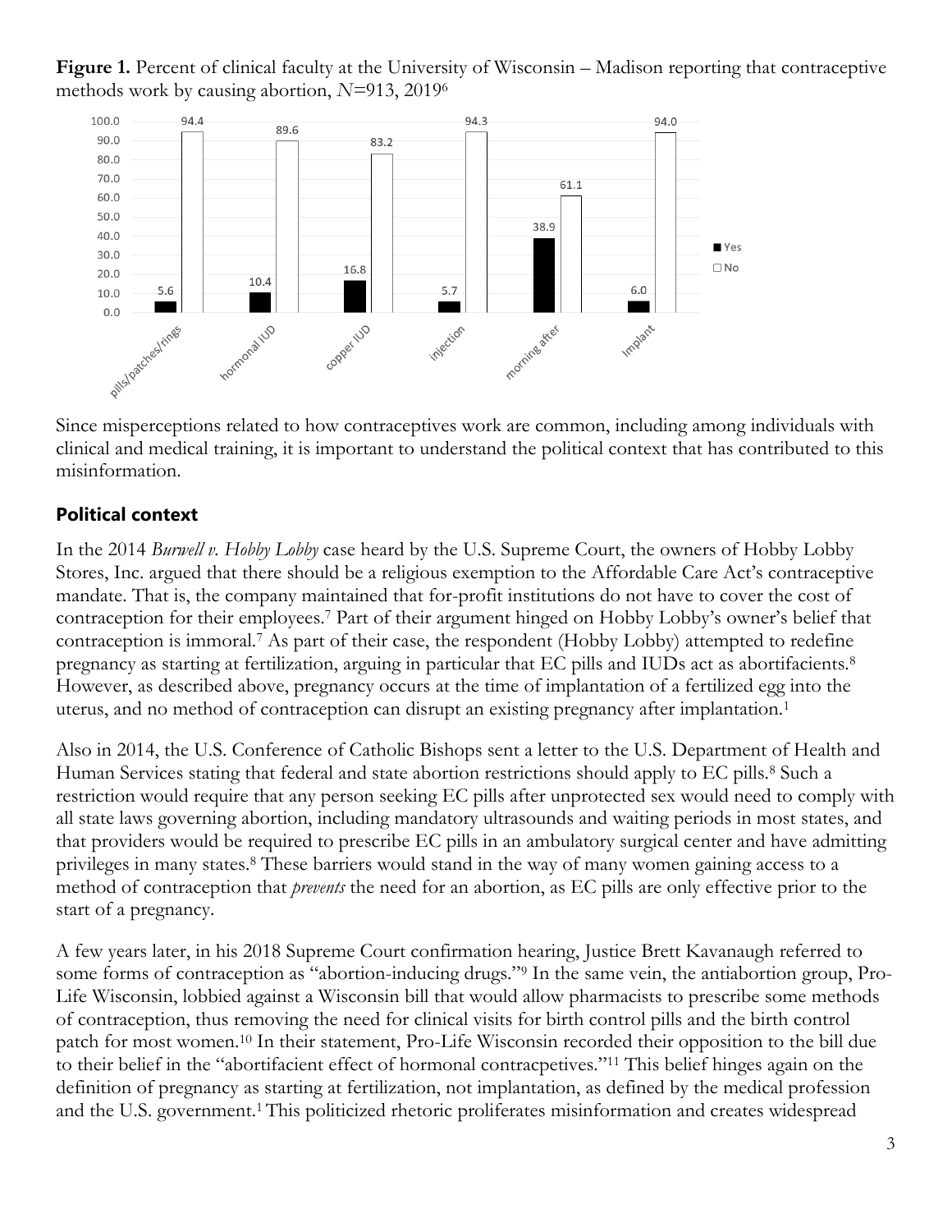**Figure 1.** Percent of clinical faculty at the University of Wisconsin – Madison reporting that contraceptive methods work by causing abortion, *N*=913, 2019[6]

100.0
90.0
80.0
70.0
60.0
50.0
40.0
30.0
20.0
10.0
0.0

5.6
94.4
10.4
89.6
16.8
83.2
5.7
94.3
38.9
61.1
6.0
94.0

pills/patches/rings
hormonal IUD
copper IUD
injection
morning after
Implant

■ Yes
□ No

Since misperceptions related to how contraceptives work are common, including among individuals with clinical and medical training, it is important to understand the political context that has contributed to this misinformation.

## Political context

In the 2014 *Burwell v. Hobby Lobby* case heard by the U.S. Supreme Court, the owners of Hobby Lobby Stores, Inc. argued that there should be a religious exemption to the Affordable Care Act's contraceptive mandate. That is, the company maintained that for-profit institutions do not have to cover the cost of contraception for their employees.[7] Part of their argument hinged on Hobby Lobby's owner's belief that contraception is immoral.[7] As part of their case, the respondent (Hobby Lobby) attempted to redefine pregnancy as starting at fertilization, arguing in particular that EC pills and IUDs act as abortifacients.[8] However, as described above, pregnancy occurs at the time of implantation of a fertilized egg into the uterus, and no method of contraception can disrupt an existing pregnancy after implantation.[1]

Also in 2014, the U.S. Conference of Catholic Bishops sent a letter to the U.S. Department of Health and Human Services stating that federal and state abortion restrictions should apply to EC pills.[8] Such a restriction would require that any person seeking EC pills after unprotected sex would need to comply with all state laws governing abortion, including mandatory ultrasounds and waiting periods in most states, and that providers would be required to prescribe EC pills in an ambulatory surgical center and have admitting privileges in many states.[8] These barriers would stand in the way of many women gaining access to a method of contraception that *prevents* the need for an abortion, as EC pills are only effective prior to the start of a pregnancy.

A few years later, in his 2018 Supreme Court confirmation hearing, Justice Brett Kavanaugh referred to some forms of contraception as "abortion-inducing drugs."[9] In the same vein, the antiabortion group, Pro-Life Wisconsin, lobbied against a Wisconsin bill that would allow pharmacists to prescribe some methods of contraception, thus removing the need for clinical visits for birth control pills and the birth control patch for most women.[10] In their statement, Pro-Life Wisconsin recorded their opposition to the bill due to their belief in the "abortifacient effect of hormonal contracpetives."[11] This belief hinges again on the definition of pregnancy as starting at fertilization, not implantation, as defined by the medical profession and the U.S. government.[1] This politicized rhetoric proliferates misinformation and creates widespread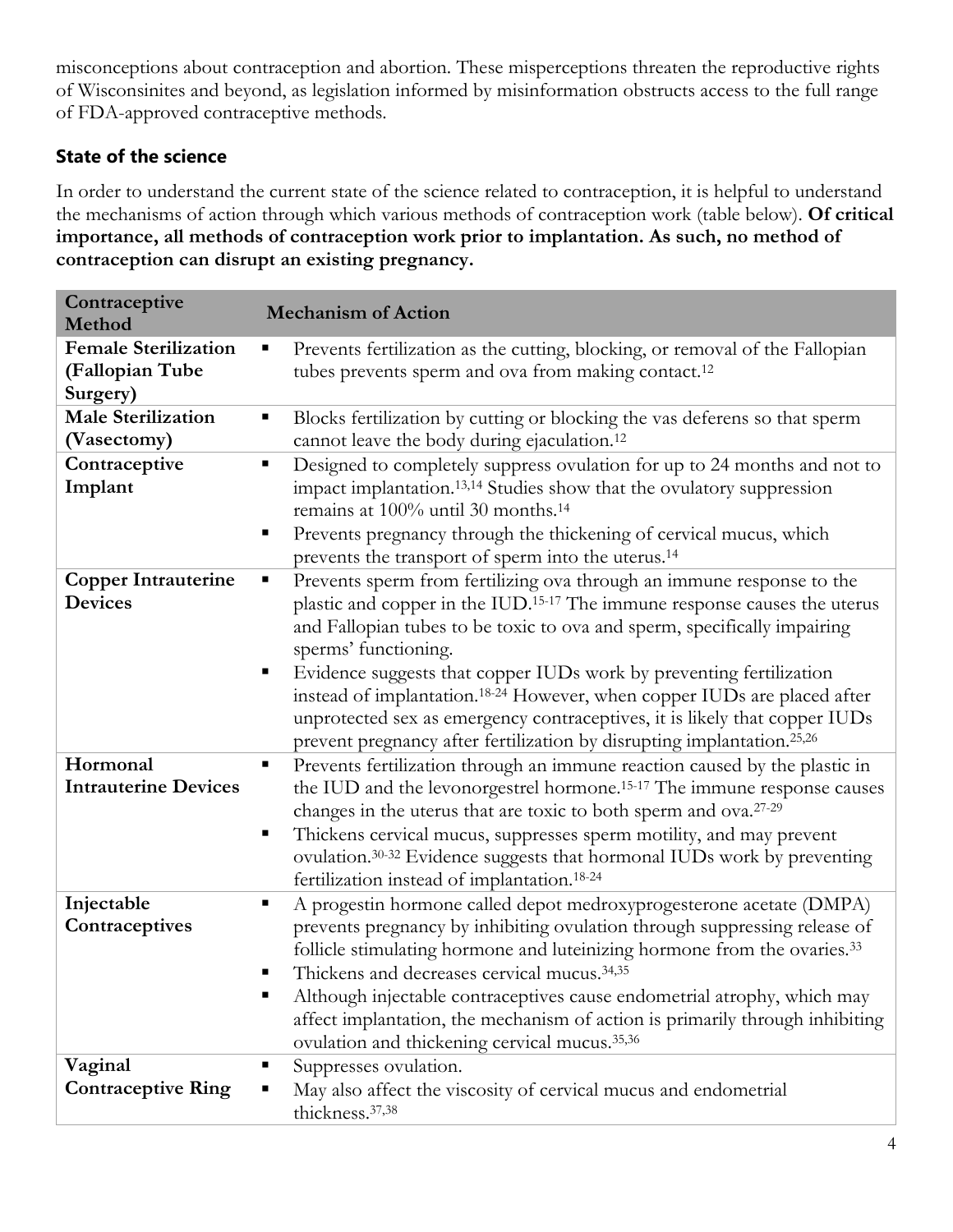misconceptions about contraception and abortion. These misperceptions threaten the reproductive rights of Wisconsinites and beyond, as legislation informed by misinformation obstructs access to the full range of FDA-approved contraceptive methods.

## State of the science

In order to understand the current state of the science related to contraception, it is helpful to understand the mechanisms of action through which various methods of contraception work (table below). **Of critical importance, all methods of contraception work prior to implantation. As such, no method of contraception can disrupt an existing pregnancy.**

| Contraceptive Method | Mechanism of Action |
|---|---|
| **Female Sterilization (Fallopian Tube Surgery)** | ▪ Prevents fertilization as the cutting, blocking, or removal of the Fallopian tubes prevents sperm and ova from making contact.[12] |
| **Male Sterilization (Vasectomy)** | ▪ Blocks fertilization by cutting or blocking the vas deferens so that sperm cannot leave the body during ejaculation.[12] |
| **Contraceptive Implant** | ▪ Designed to completely suppress ovulation for up to 24 months and not to impact implantation.[13,14] Studies show that the ovulatory suppression remains at 100% until 30 months.[14] <br> ▪ Prevents pregnancy through the thickening of cervical mucus, which prevents the transport of sperm into the uterus.[14] |
| **Copper Intrauterine Devices** | ▪ Prevents sperm from fertilizing ova through an immune response to the plastic and copper in the IUD.[15-17] The immune response causes the uterus and Fallopian tubes to be toxic to ova and sperm, specifically impairing sperms' functioning. <br> ▪ Evidence suggests that copper IUDs work by preventing fertilization instead of implantation.[18-24] However, when copper IUDs are placed after unprotected sex as emergency contraceptives, it is likely that copper IUDs prevent pregnancy after fertilization by disrupting implantation.[25,26] |
| **Hormonal Intrauterine Devices** | ▪ Prevents fertilization through an immune reaction caused by the plastic in the IUD and the levonorgestrel hormone.[15-17] The immune response causes changes in the uterus that are toxic to both sperm and ova.[27-29] <br> ▪ Thickens cervical mucus, suppresses sperm motility, and may prevent ovulation.[30-32] Evidence suggests that hormonal IUDs work by preventing fertilization instead of implantation.[18-24] |
| **Injectable Contraceptives** | ▪ A progestin hormone called depot medroxyprogesterone acetate (DMPA) prevents pregnancy by inhibiting ovulation through suppressing release of follicle stimulating hormone and luteinizing hormone from the ovaries.[33] <br> ▪ Thickens and decreases cervical mucus.[34,35] <br> ▪ Although injectable contraceptives cause endometrial atrophy, which may affect implantation, the mechanism of action is primarily through inhibiting ovulation and thickening cervical mucus.[35,36] |
| **Vaginal Contraceptive Ring** | ▪ Suppresses ovulation. <br> ▪ May also affect the viscosity of cervical mucus and endometrial thickness.[37,38] |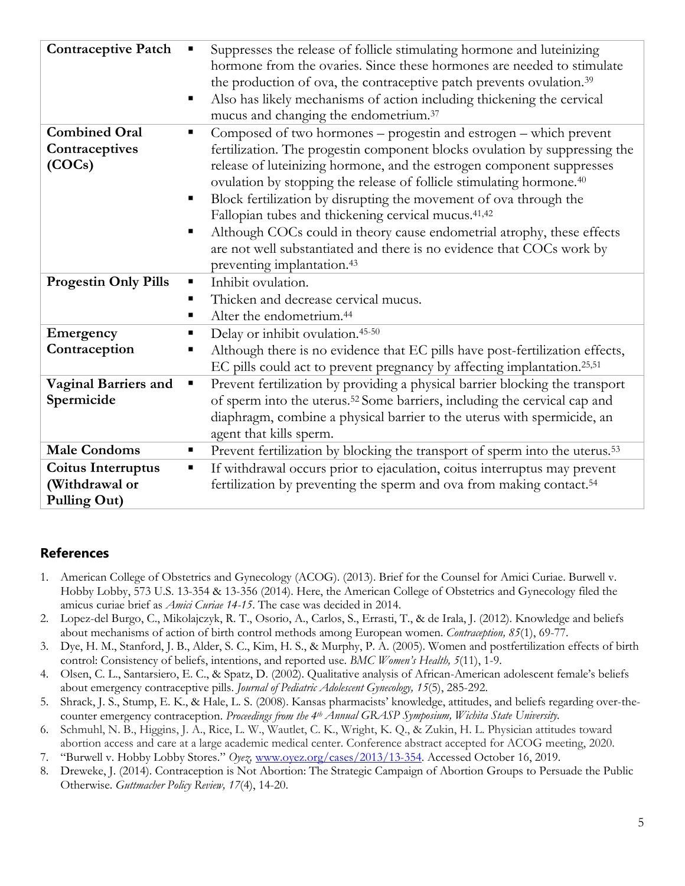| | |
|---|---|
| **Contraceptive Patch** | ▪ Suppresses the release of follicle stimulating hormone and luteinizing hormone from the ovaries. Since these hormones are needed to stimulate the production of ova, the contraceptive patch prevents ovulation.[39]<br>▪ Also has likely mechanisms of action including thickening the cervical mucus and changing the endometrium.[37] |
| **Combined Oral Contraceptives (COCs)** | ▪ Composed of two hormones – progestin and estrogen – which prevent fertilization. The progestin component blocks ovulation by suppressing the release of luteinizing hormone, and the estrogen component suppresses ovulation by stopping the release of follicle stimulating hormone.[40]<br>▪ Block fertilization by disrupting the movement of ova through the Fallopian tubes and thickening cervical mucus.[41,42]<br>▪ Although COCs could in theory cause endometrial atrophy, these effects are not well substantiated and there is no evidence that COCs work by preventing implantation.[43] |
| **Progestin Only Pills** | ▪ Inhibit ovulation.<br>▪ Thicken and decrease cervical mucus.<br>▪ Alter the endometrium.[44] |
| **Emergency Contraception** | ▪ Delay or inhibit ovulation.[45-50]<br>▪ Although there is no evidence that EC pills have post-fertilization effects, EC pills could act to prevent pregnancy by affecting implantation.[25,51] |
| **Vaginal Barriers and Spermicide** | ▪ Prevent fertilization by providing a physical barrier blocking the transport of sperm into the uterus.[52] Some barriers, including the cervical cap and diaphragm, combine a physical barrier to the uterus with spermicide, an agent that kills sperm. |
| **Male Condoms** | ▪ Prevent fertilization by blocking the transport of sperm into the uterus.[53] |
| **Coitus Interruptus (Withdrawal or Pulling Out)** | ▪ If withdrawal occurs prior to ejaculation, coitus interruptus may prevent fertilization by preventing the sperm and ova from making contact.[54] |

## References

1. American College of Obstetrics and Gynecology (ACOG). (2013). Brief for the Counsel for Amici Curiae. Burwell v. Hobby Lobby, 573 U.S. 13-354 & 13-356 (2014). Here, the American College of Obstetrics and Gynecology filed the amicus curiae brief as *Amici Curiae 14-15*. The case was decided in 2014.
2. Lopez-del Burgo, C., Mikolajczyk, R. T., Osorio, A., Carlos, S., Errasti, T., & de Irala, J. (2012). Knowledge and beliefs about mechanisms of action of birth control methods among European women. *Contraception, 85*(1), 69-77.
3. Dye, H. M., Stanford, J. B., Alder, S. C., Kim, H. S., & Murphy, P. A. (2005). Women and postfertilization effects of birth control: Consistency of beliefs, intentions, and reported use. *BMC Women's Health, 5*(11), 1-9.
4. Olsen, C. L., Santarsiero, E. C., & Spatz, D. (2002). Qualitative analysis of African-American adolescent female's beliefs about emergency contraceptive pills. *Journal of Pediatric Adolescent Gynecology, 15*(5), 285-292.
5. Shrack, J. S., Stump, E. K., & Hale, L. S. (2008). Kansas pharmacists' knowledge, attitudes, and beliefs regarding over-the-counter emergency contraception. *Proceedings from the 4th Annual GRASP Symposium, Wichita State University.*
6. Schmuhl, N. B., Higgins, J. A., Rice, L. W., Wautlet, C. K., Wright, K. Q., & Zukin, H. L. Physician attitudes toward abortion access and care at a large academic medical center. Conference abstract accepted for ACOG meeting, 2020.
7. "Burwell v. Hobby Lobby Stores." *Oyez*, www.oyez.org/cases/2013/13-354. Accessed October 16, 2019.
8. Dreweke, J. (2014). Contraception is Not Abortion: The Strategic Campaign of Abortion Groups to Persuade the Public Otherwise. *Guttmacher Policy Review, 17*(4), 14-20.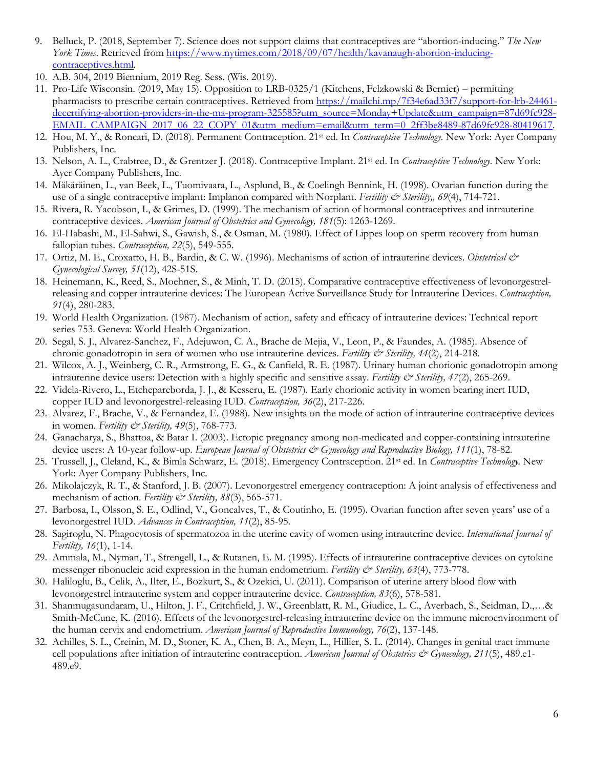9. Belluck, P. (2018, September 7). Science does not support claims that contraceptives are "abortion-inducing." *The New York Times*. Retrieved from https://www.nytimes.com/2018/09/07/health/kavanaugh-abortion-inducing-contraceptives.html.
10. A.B. 304, 2019 Biennium, 2019 Reg. Sess. (Wis. 2019).
11. Pro-Life Wisconsin. (2019, May 15). Opposition to LRB-0325/1 (Kitchens, Felzkowski & Bernier) – permitting pharmacists to prescribe certain contraceptives. Retrieved from https://mailchi.mp/7f34e6ad33f7/support-for-lrb-24461-decertifying-abortion-providers-in-the-ma-program-325585?utm_source=Monday+Update&utm_campaign=87d69fc928-EMAIL_CAMPAIGN_2017_06_22_COPY_01&utm_medium=email&utm_term=0_2ff3be8489-87d69fc928-80419617.
12. Hou, M. Y., & Roncari, D. (2018). Permanent Contraception. 21st ed. In *Contraceptive Technology*. New York: Ayer Company Publishers, Inc.
13. Nelson, A. L., Crabtree, D., & Grentzer J. (2018). Contraceptive Implant. 21st ed. In *Contraceptive Technology*. New York: Ayer Company Publishers, Inc.
14. Mäkäräinen, L., van Beek, L., Tuomivaara, L., Asplund, B., & Coelingh Bennink, H. (1998). Ovarian function during the use of a single contraceptive implant: Implanon compared with Norplant. *Fertility & Sterility,, 69*(4), 714-721.
15. Rivera, R. Yacobson, I., & Grimes, D. (1999). The mechanism of action of hormonal contraceptives and intrauterine contraceptive devices. *American Journal of Obstetrics and Gynecology, 181*(5): 1263-1269.
16. El-Habashi, M., El-Sahwi, S., Gawish, S., & Osman, M. (1980). Effect of Lippes loop on sperm recovery from human fallopian tubes. *Contraception, 22*(5), 549-555.
17. Ortiz, M. E., Croxatto, H. B., Bardin, & C. W. (1996). Mechanisms of action of intrauterine devices. *Obstetrical & Gynecological Survey, 51*(12), 42S-51S.
18. Heinemann, K., Reed, S., Moehner, S., & Minh, T. D. (2015). Comparative contraceptive effectiveness of levonorgestrel-releasing and copper intrauterine devices: The European Active Surveillance Study for Intrauterine Devices. *Contraception, 91*(4), 280-283.
19. World Health Organization. (1987). Mechanism of action, safety and efficacy of intrauterine devices: Technical report series 753. Geneva: World Health Organization.
20. Segal, S. J., Alvarez-Sanchez, F., Adejuwon, C. A., Brache de Mejia, V., Leon, P., & Faundes, A. (1985). Absence of chronic gonadotropin in sera of women who use intrauterine devices. *Fertility & Sterility, 44*(2), 214-218.
21. Wilcox, A. J., Weinberg, C. R., Armstrong, E. G., & Canfield, R. E. (1987). Urinary human chorionic gonadotropin among intrauterine device users: Detection with a highly specific and sensitive assay. *Fertility & Sterility, 47*(2), 265-269.
22. Videla-Rivero, L., Etchepareborda, J. J., & Kesseru, E. (1987). Early chorionic activity in women bearing inert IUD, copper IUD and levonorgestrel-releasing IUD. *Contraception, 36*(2), 217-226.
23. Alvarez, F., Brache, V., & Fernandez, E. (1988). New insights on the mode of action of intrauterine contraceptive devices in women. *Fertility & Sterility, 49*(5), 768-773.
24. Ganacharya, S., Bhattoa, & Batar I. (2003). Ectopic pregnancy among non-medicated and copper-containing intrauterine device users: A 10-year follow-up. *European Journal of Obstetrics & Gynecology and Reproductive Biology, 111*(1), 78-82.
25. Trussell, J., Cleland, K., & Bimla Schwarz, E. (2018). Emergency Contraception. 21st ed. In *Contraceptive Technology*. New York: Ayer Company Publishers, Inc.
26. Mikolajczyk, R. T., & Stanford, J. B. (2007). Levonorgestrel emergency contraception: A joint analysis of effectiveness and mechanism of action. *Fertility & Sterility, 88*(3), 565-571.
27. Barbosa, I., Olsson, S. E., Odlind, V., Goncalves, T., & Coutinho, E. (1995). Ovarian function after seven years' use of a levonorgestrel IUD. *Advances in Contraception, 11*(2), 85-95.
28. Sagiroglu, N. Phagocytosis of spermatozoa in the uterine cavity of women using intrauterine device. *International Journal of Fertility, 16*(1), 1-14.
29. Ammala, M., Nyman, T., Strengell, L., & Rutanen, E. M. (1995). Effects of intrauterine contraceptive devices on cytokine messenger ribonucleic acid expression in the human endometrium. *Fertility & Sterility, 63*(4), 773-778.
30. Haliloglu, B., Celik, A., Ilter, E., Bozkurt, S., & Ozekici, U. (2011). Comparison of uterine artery blood flow with levonorgestrel intrauterine system and copper intrauterine device. *Contraception, 83*(6), 578-581.
31. Shanmugasundaram, U., Hilton, J. F., Critchfield, J. W., Greenblatt, R. M., Giudice, L. C., Averbach, S., Seidman, D.,…& Smith-McCune, K. (2016). Effects of the levonorgestrel-releasing intrauterine device on the immune microenvironment of the human cervix and endometrium. *American Journal of Reproductive Immunology, 76*(2), 137-148.
32. Achilles, S. L., Creinin, M. D., Stoner, K. A., Chen, B. A., Meyn, L., Hillier, S. L. (2014). Changes in genital tract immune cell populations after initiation of intrauterine contraception. *American Journal of Obstetrics & Gynecology, 211*(5), 489.e1-489.e9.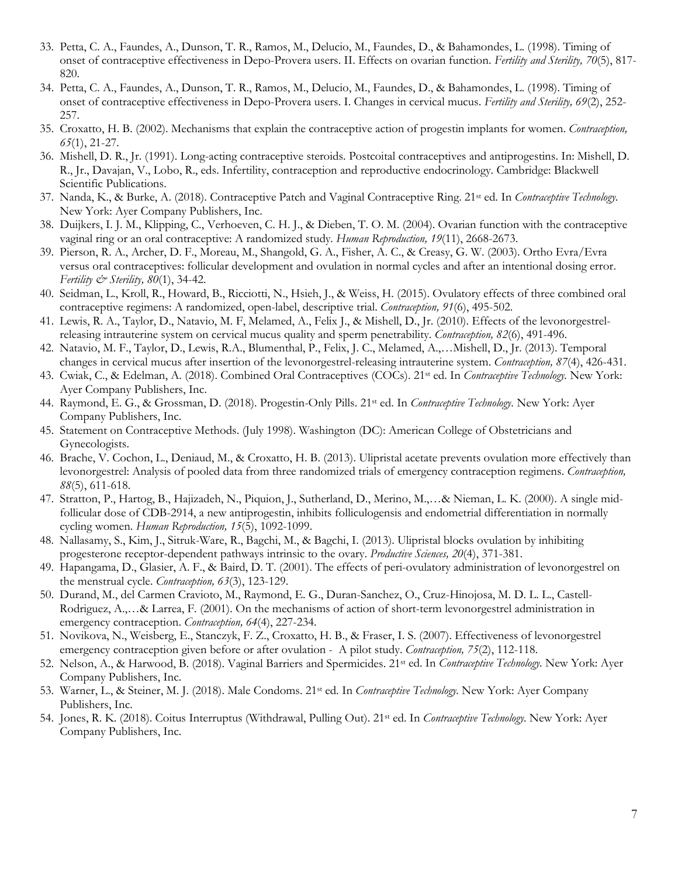33. Petta, C. A., Faundes, A., Dunson, T. R., Ramos, M., Delucio, M., Faundes, D., & Bahamondes, L. (1998). Timing of onset of contraceptive effectiveness in Depo-Provera users. II. Effects on ovarian function. *Fertility and Sterility, 70*(5), 817-820.
34. Petta, C. A., Faundes, A., Dunson, T. R., Ramos, M., Delucio, M., Faundes, D., & Bahamondes, L. (1998). Timing of onset of contraceptive effectiveness in Depo-Provera users. I. Changes in cervical mucus. *Fertility and Sterility, 69*(2), 252-257.
35. Croxatto, H. B. (2002). Mechanisms that explain the contraceptive action of progestin implants for women. *Contraception, 65*(1), 21-27.
36. Mishell, D. R., Jr. (1991). Long-acting contraceptive steroids. Postcoital contraceptives and antiprogestins. In: Mishell, D. R., Jr., Davajan, V., Lobo, R., eds. Infertility, contraception and reproductive endocrinology. Cambridge: Blackwell Scientific Publications.
37. Nanda, K., & Burke, A. (2018). Contraceptive Patch and Vaginal Contraceptive Ring. 21st ed. In *Contraceptive Technology*. New York: Ayer Company Publishers, Inc.
38. Duijkers, I. J. M., Klipping, C., Verhoeven, C. H. J., & Dieben, T. O. M. (2004). Ovarian function with the contraceptive vaginal ring or an oral contraceptive: A randomized study. *Human Reproduction, 19*(11), 2668-2673.
39. Pierson, R. A., Archer, D. F., Moreau, M., Shangold, G. A., Fisher, A. C., & Creasy, G. W. (2003). Ortho Evra/Evra versus oral contraceptives: follicular development and ovulation in normal cycles and after an intentional dosing error. *Fertility & Sterility, 80*(1), 34-42.
40. Seidman, L., Kroll, R., Howard, B., Ricciotti, N., Hsieh, J., & Weiss, H. (2015). Ovulatory effects of three combined oral contraceptive regimens: A randomized, open-label, descriptive trial. *Contraception, 91*(6), 495-502.
41. Lewis, R. A., Taylor, D., Natavio, M. F, Melamed, A., Felix J., & Mishell, D., Jr. (2010). Effects of the levonorgestrel-releasing intrauterine system on cervical mucus quality and sperm penetrability. *Contraception, 82*(6), 491-496.
42. Natavio, M. F., Taylor, D., Lewis, R.A., Blumenthal, P., Felix, J. C., Melamed, A.,…Mishell, D., Jr. (2013). Temporal changes in cervical mucus after insertion of the levonorgestrel-releasing intrauterine system. *Contraception, 87*(4), 426-431.
43. Cwiak, C., & Edelman, A. (2018). Combined Oral Contraceptives (COCs). 21st ed. In *Contraceptive Technology*. New York: Ayer Company Publishers, Inc.
44. Raymond, E. G., & Grossman, D. (2018). Progestin-Only Pills. 21st ed. In *Contraceptive Technology*. New York: Ayer Company Publishers, Inc.
45. Statement on Contraceptive Methods. (July 1998). Washington (DC): American College of Obstetricians and Gynecologists.
46. Brache, V. Cochon, L., Deniaud, M., & Croxatto, H. B. (2013). Ulipristal acetate prevents ovulation more effectively than levonorgestrel: Analysis of pooled data from three randomized trials of emergency contraception regimens. *Contraception, 88*(5), 611-618.
47. Stratton, P., Hartog, B., Hajizadeh, N., Piquion, J., Sutherland, D., Merino, M.,…& Nieman, L. K. (2000). A single mid-follicular dose of CDB-2914, a new antiprogestin, inhibits folliculogensis and endometrial differentiation in normally cycling women. *Human Reproduction, 15*(5), 1092-1099.
48. Nallasamy, S., Kim, J., Sitruk-Ware, R., Bagchi, M., & Bagchi, I. (2013). Ulipristal blocks ovulation by inhibiting progesterone receptor-dependent pathways intrinsic to the ovary. *Productive Sciences, 20*(4), 371-381.
49. Hapangama, D., Glasier, A. F., & Baird, D. T. (2001). The effects of peri-ovulatory administration of levonorgestrel on the menstrual cycle. *Contraception, 63*(3), 123-129.
50. Durand, M., del Carmen Cravioto, M., Raymond, E. G., Duran-Sanchez, O., Cruz-Hinojosa, M. D. L. L., Castell-Rodriguez, A.,…& Larrea, F. (2001). On the mechanisms of action of short-term levonorgestrel administration in emergency contraception. *Contraception, 64*(4), 227-234.
51. Novikova, N., Weisberg, E., Stanczyk, F. Z., Croxatto, H. B., & Fraser, I. S. (2007). Effectiveness of levonorgestrel emergency contraception given before or after ovulation - A pilot study. *Contraception, 75*(2), 112-118.
52. Nelson, A., & Harwood, B. (2018). Vaginal Barriers and Spermicides. 21st ed. In *Contraceptive Technology*. New York: Ayer Company Publishers, Inc.
53. Warner, L., & Steiner, M. J. (2018). Male Condoms. 21st ed. In *Contraceptive Technology*. New York: Ayer Company Publishers, Inc.
54. Jones, R. K. (2018). Coitus Interruptus (Withdrawal, Pulling Out). 21st ed. In *Contraceptive Technology*. New York: Ayer Company Publishers, Inc.